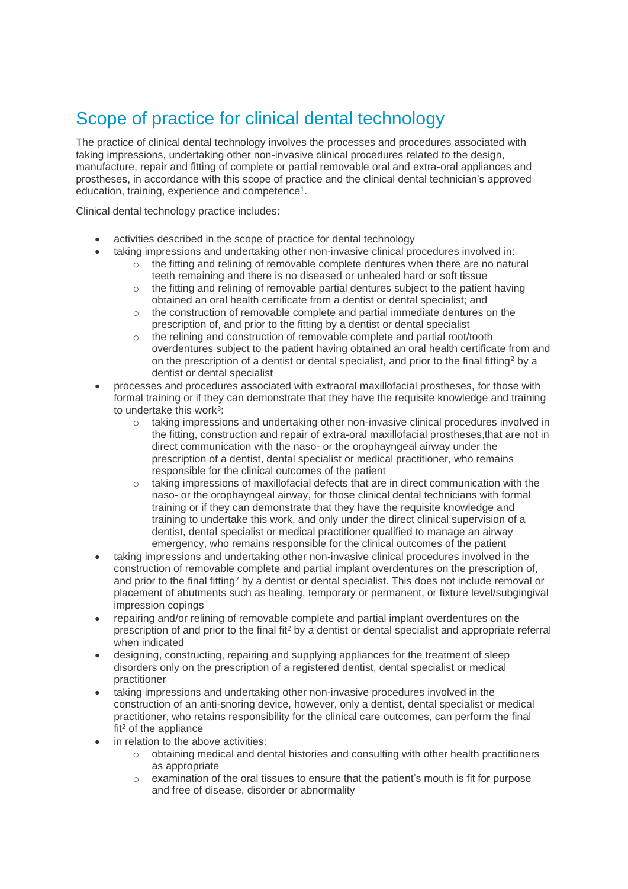# Scope of practice for clinical dental technology

The practice of clinical dental technology involves the processes and procedures associated with taking impressions, undertaking other non-invasive clinical procedures related to the design, manufacture, repair and fitting of complete or partial removable oral and extra-oral appliances and prostheses, in accordance with this scope of practice and the clinical dental technician's approved education, training, experience and competence[1].

Clinical dental technology practice includes:

- activities described in the scope of practice for dental technology
- taking impressions and undertaking other non-invasive clinical procedures involved in:
  - the fitting and relining of removable complete dentures when there are no natural teeth remaining and there is no diseased or unhealed hard or soft tissue
  - the fitting and relining of removable partial dentures subject to the patient having obtained an oral health certificate from a dentist or dental specialist; and
  - the construction of removable complete and partial immediate dentures on the prescription of, and prior to the fitting by a dentist or dental specialist
  - the relining and construction of removable complete and partial root/tooth overdentures subject to the patient having obtained an oral health certificate from and on the prescription of a dentist or dental specialist, and prior to the final fitting[2] by a dentist or dental specialist
- processes and procedures associated with extraoral maxillofacial prostheses, for those with formal training or if they can demonstrate that they have the requisite knowledge and training to undertake this work[3]:
  - taking impressions and undertaking other non-invasive clinical procedures involved in the fitting, construction and repair of extra-oral maxillofacial prostheses,that are not in direct communication with the naso- or the orophayngeal airway under the prescription of a dentist, dental specialist or medical practitioner, who remains responsible for the clinical outcomes of the patient
  - taking impressions of maxillofacial defects that are in direct communication with the naso- or the orophayngeal airway, for those clinical dental technicians with formal training or if they can demonstrate that they have the requisite knowledge and training to undertake this work, and only under the direct clinical supervision of a dentist, dental specialist or medical practitioner qualified to manage an airway emergency, who remains responsible for the clinical outcomes of the patient
- taking impressions and undertaking other non-invasive clinical procedures involved in the construction of removable complete and partial implant overdentures on the prescription of, and prior to the final fitting[2] by a dentist or dental specialist. This does not include removal or placement of abutments such as healing, temporary or permanent, or fixture level/subgingival impression copings
- repairing and/or relining of removable complete and partial implant overdentures on the prescription of and prior to the final fit[2] by a dentist or dental specialist and appropriate referral when indicated
- designing, constructing, repairing and supplying appliances for the treatment of sleep disorders only on the prescription of a registered dentist, dental specialist or medical practitioner
- taking impressions and undertaking other non-invasive procedures involved in the construction of an anti-snoring device, however, only a dentist, dental specialist or medical practitioner, who retains responsibility for the clinical care outcomes, can perform the final fit[2] of the appliance
- in relation to the above activities:
  - obtaining medical and dental histories and consulting with other health practitioners as appropriate
  - examination of the oral tissues to ensure that the patient's mouth is fit for purpose and free of disease, disorder or abnormality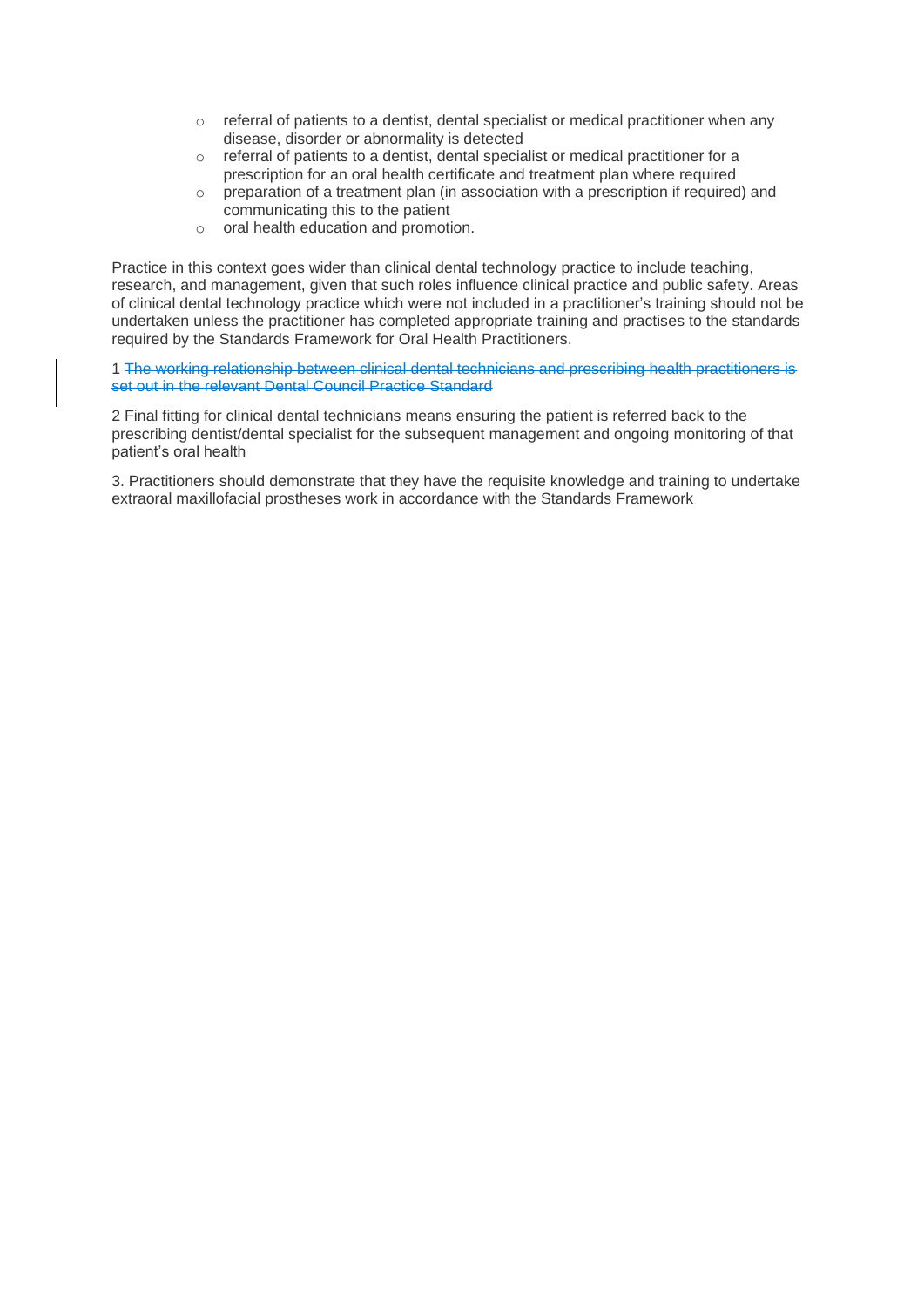- referral of patients to a dentist, dental specialist or medical practitioner when any disease, disorder or abnormality is detected
- referral of patients to a dentist, dental specialist or medical practitioner for a prescription for an oral health certificate and treatment plan where required
- preparation of a treatment plan (in association with a prescription if required) and communicating this to the patient
- oral health education and promotion.

Practice in this context goes wider than clinical dental technology practice to include teaching, research, and management, given that such roles influence clinical practice and public safety. Areas of clinical dental technology practice which were not included in a practitioner's training should not be undertaken unless the practitioner has completed appropriate training and practises to the standards required by the Standards Framework for Oral Health Practitioners.

1 ~~The working relationship between clinical dental technicians and prescribing health practitioners is set out in the relevant Dental Council Practice Standard~~

2 Final fitting for clinical dental technicians means ensuring the patient is referred back to the prescribing dentist/dental specialist for the subsequent management and ongoing monitoring of that patient's oral health

3. Practitioners should demonstrate that they have the requisite knowledge and training to undertake extraoral maxillofacial prostheses work in accordance with the Standards Framework